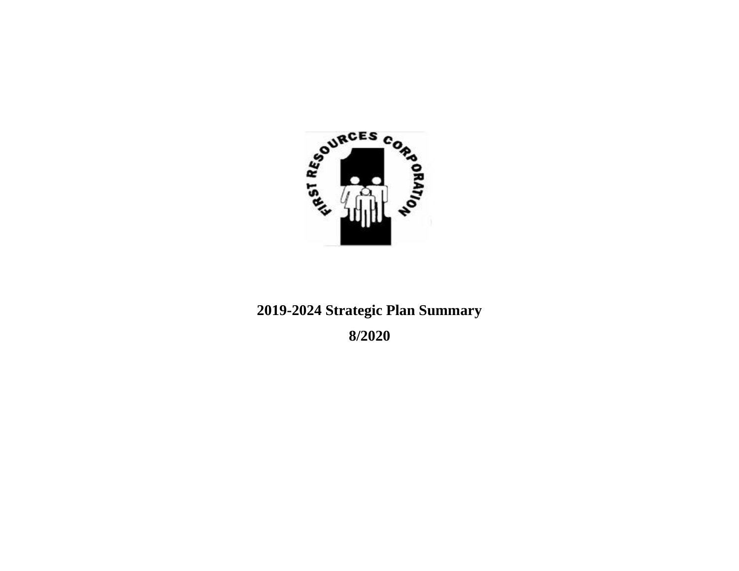# 2019-2024 Strategic Plan Summary

**8/2020**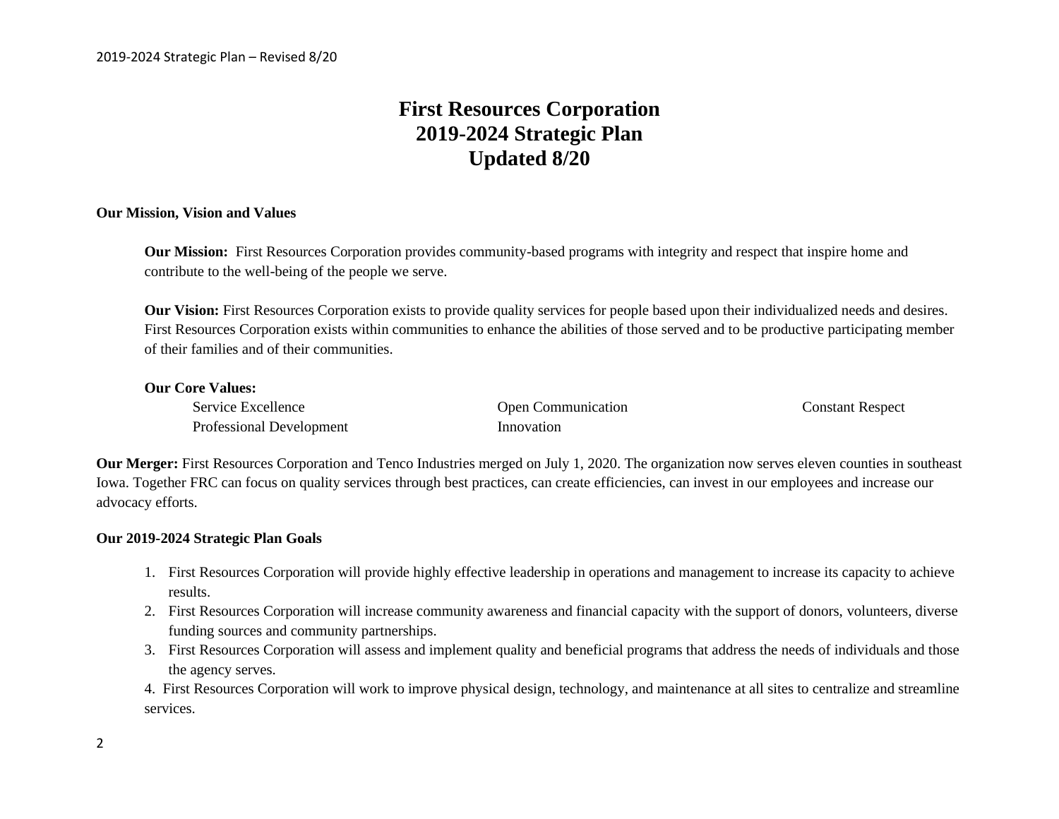# First Resources Corporation
# 2019-2024 Strategic Plan
# Updated 8/20

**Our Mission, Vision and Values**

**Our Mission:** First Resources Corporation provides community-based programs with integrity and respect that inspire home and contribute to the well-being of the people we serve.

**Our Vision:** First Resources Corporation exists to provide quality services for people based upon their individualized needs and desires. First Resources Corporation exists within communities to enhance the abilities of those served and to be productive participating member of their families and of their communities.

**Our Core Values:**

- Service Excellence
- Open Communication
- Constant Respect
- Professional Development
- Innovation

**Our Merger:** First Resources Corporation and Tenco Industries merged on July 1, 2020. The organization now serves eleven counties in southeast Iowa. Together FRC can focus on quality services through best practices, can create efficiencies, can invest in our employees and increase our advocacy efforts.

**Our 2019-2024 Strategic Plan Goals**

1. First Resources Corporation will provide highly effective leadership in operations and management to increase its capacity to achieve results.
2. First Resources Corporation will increase community awareness and financial capacity with the support of donors, volunteers, diverse funding sources and community partnerships.
3. First Resources Corporation will assess and implement quality and beneficial programs that address the needs of individuals and those the agency serves.
4. First Resources Corporation will work to improve physical design, technology, and maintenance at all sites to centralize and streamline services.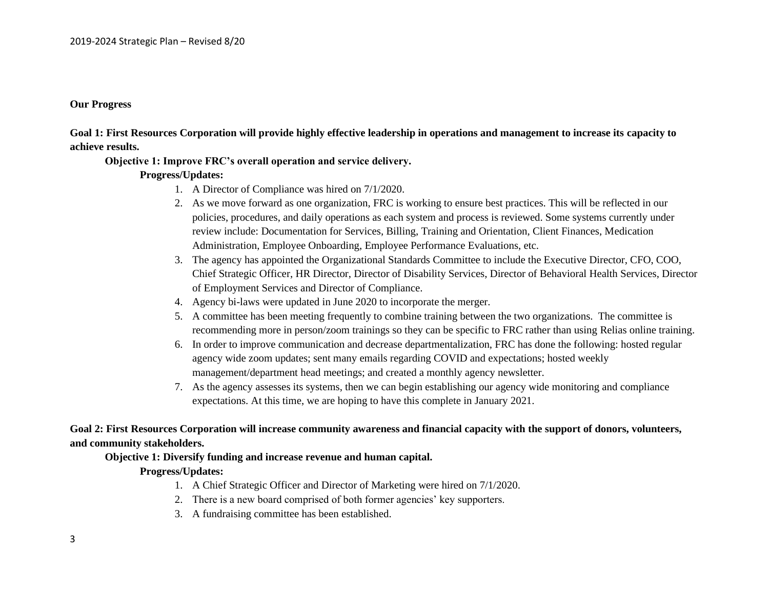**Our Progress**

**Goal 1: First Resources Corporation will provide highly effective leadership in operations and management to increase its capacity to achieve results.**

**Objective 1: Improve FRC's overall operation and service delivery.**

**Progress/Updates:**

1. A Director of Compliance was hired on 7/1/2020.
2. As we move forward as one organization, FRC is working to ensure best practices. This will be reflected in our policies, procedures, and daily operations as each system and process is reviewed. Some systems currently under review include: Documentation for Services, Billing, Training and Orientation, Client Finances, Medication Administration, Employee Onboarding, Employee Performance Evaluations, etc.
3. The agency has appointed the Organizational Standards Committee to include the Executive Director, CFO, COO, Chief Strategic Officer, HR Director, Director of Disability Services, Director of Behavioral Health Services, Director of Employment Services and Director of Compliance.
4. Agency bi-laws were updated in June 2020 to incorporate the merger.
5. A committee has been meeting frequently to combine training between the two organizations. The committee is recommending more in person/zoom trainings so they can be specific to FRC rather than using Relias online training.
6. In order to improve communication and decrease departmentalization, FRC has done the following: hosted regular agency wide zoom updates; sent many emails regarding COVID and expectations; hosted weekly management/department head meetings; and created a monthly agency newsletter.
7. As the agency assesses its systems, then we can begin establishing our agency wide monitoring and compliance expectations. At this time, we are hoping to have this complete in January 2021.

**Goal 2: First Resources Corporation will increase community awareness and financial capacity with the support of donors, volunteers, and community stakeholders.**

**Objective 1: Diversify funding and increase revenue and human capital.**

**Progress/Updates:**

1. A Chief Strategic Officer and Director of Marketing were hired on 7/1/2020.
2. There is a new board comprised of both former agencies' key supporters.
3. A fundraising committee has been established.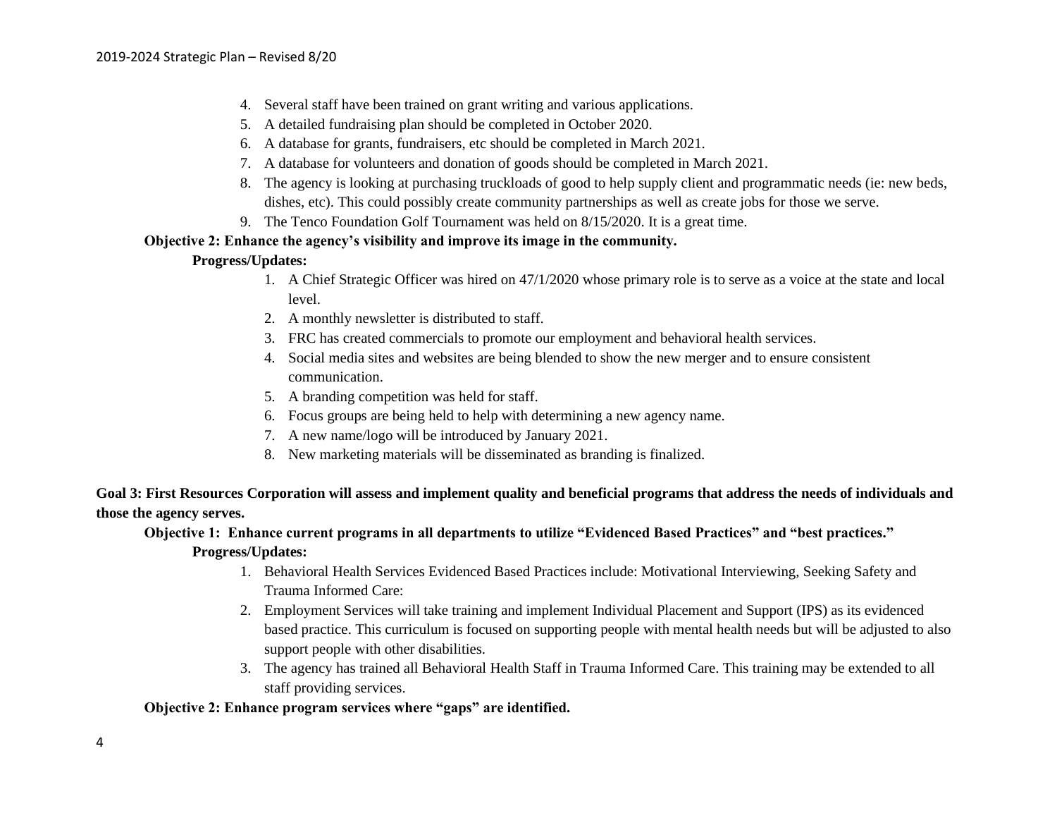4. Several staff have been trained on grant writing and various applications.
5. A detailed fundraising plan should be completed in October 2020.
6. A database for grants, fundraisers, etc should be completed in March 2021.
7. A database for volunteers and donation of goods should be completed in March 2021.
8. The agency is looking at purchasing truckloads of good to help supply client and programmatic needs (ie: new beds, dishes, etc). This could possibly create community partnerships as well as create jobs for those we serve.
9. The Tenco Foundation Golf Tournament was held on 8/15/2020. It is a great time.

**Objective 2: Enhance the agency's visibility and improve its image in the community.**

**Progress/Updates:**

1. A Chief Strategic Officer was hired on 47/1/2020 whose primary role is to serve as a voice at the state and local level.
2. A monthly newsletter is distributed to staff.
3. FRC has created commercials to promote our employment and behavioral health services.
4. Social media sites and websites are being blended to show the new merger and to ensure consistent communication.
5. A branding competition was held for staff.
6. Focus groups are being held to help with determining a new agency name.
7. A new name/logo will be introduced by January 2021.
8. New marketing materials will be disseminated as branding is finalized.

**Goal 3: First Resources Corporation will assess and implement quality and beneficial programs that address the needs of individuals and those the agency serves.**

**Objective 1: Enhance current programs in all departments to utilize "Evidenced Based Practices" and "best practices."**

**Progress/Updates:**

1. Behavioral Health Services Evidenced Based Practices include: Motivational Interviewing, Seeking Safety and Trauma Informed Care:
2. Employment Services will take training and implement Individual Placement and Support (IPS) as its evidenced based practice. This curriculum is focused on supporting people with mental health needs but will be adjusted to also support people with other disabilities.
3. The agency has trained all Behavioral Health Staff in Trauma Informed Care. This training may be extended to all staff providing services.

**Objective 2: Enhance program services where "gaps" are identified.**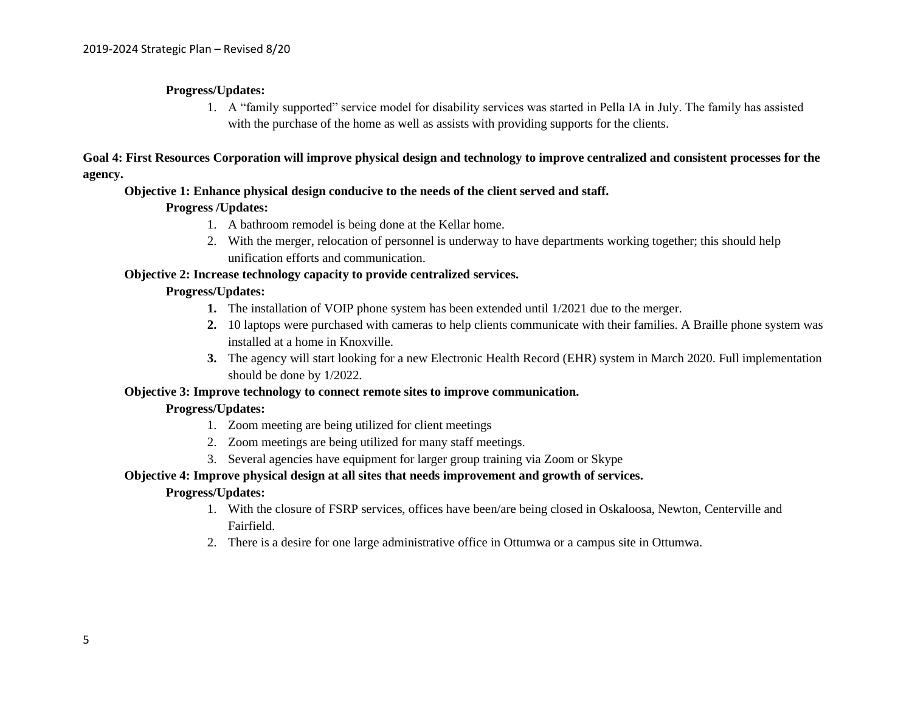**Progress/Updates:**

1. A "family supported" service model for disability services was started in Pella IA in July. The family has assisted with the purchase of the home as well as assists with providing supports for the clients.

**Goal 4: First Resources Corporation will improve physical design and technology to improve centralized and consistent processes for the agency.**

**Objective 1: Enhance physical design conducive to the needs of the client served and staff.**

**Progress /Updates:**

1. A bathroom remodel is being done at the Kellar home.
2. With the merger, relocation of personnel is underway to have departments working together; this should help unification efforts and communication.

**Objective 2: Increase technology capacity to provide centralized services.**

**Progress/Updates:**

1. The installation of VOIP phone system has been extended until 1/2021 due to the merger.
2. 10 laptops were purchased with cameras to help clients communicate with their families. A Braille phone system was installed at a home in Knoxville.
3. The agency will start looking for a new Electronic Health Record (EHR) system in March 2020. Full implementation should be done by 1/2022.

**Objective 3: Improve technology to connect remote sites to improve communication.**

**Progress/Updates:**

1. Zoom meeting are being utilized for client meetings
2. Zoom meetings are being utilized for many staff meetings.
3. Several agencies have equipment for larger group training via Zoom or Skype

**Objective 4: Improve physical design at all sites that needs improvement and growth of services.**

**Progress/Updates:**

1. With the closure of FSRP services, offices have been/are being closed in Oskaloosa, Newton, Centerville and Fairfield.
2. There is a desire for one large administrative office in Ottumwa or a campus site in Ottumwa.